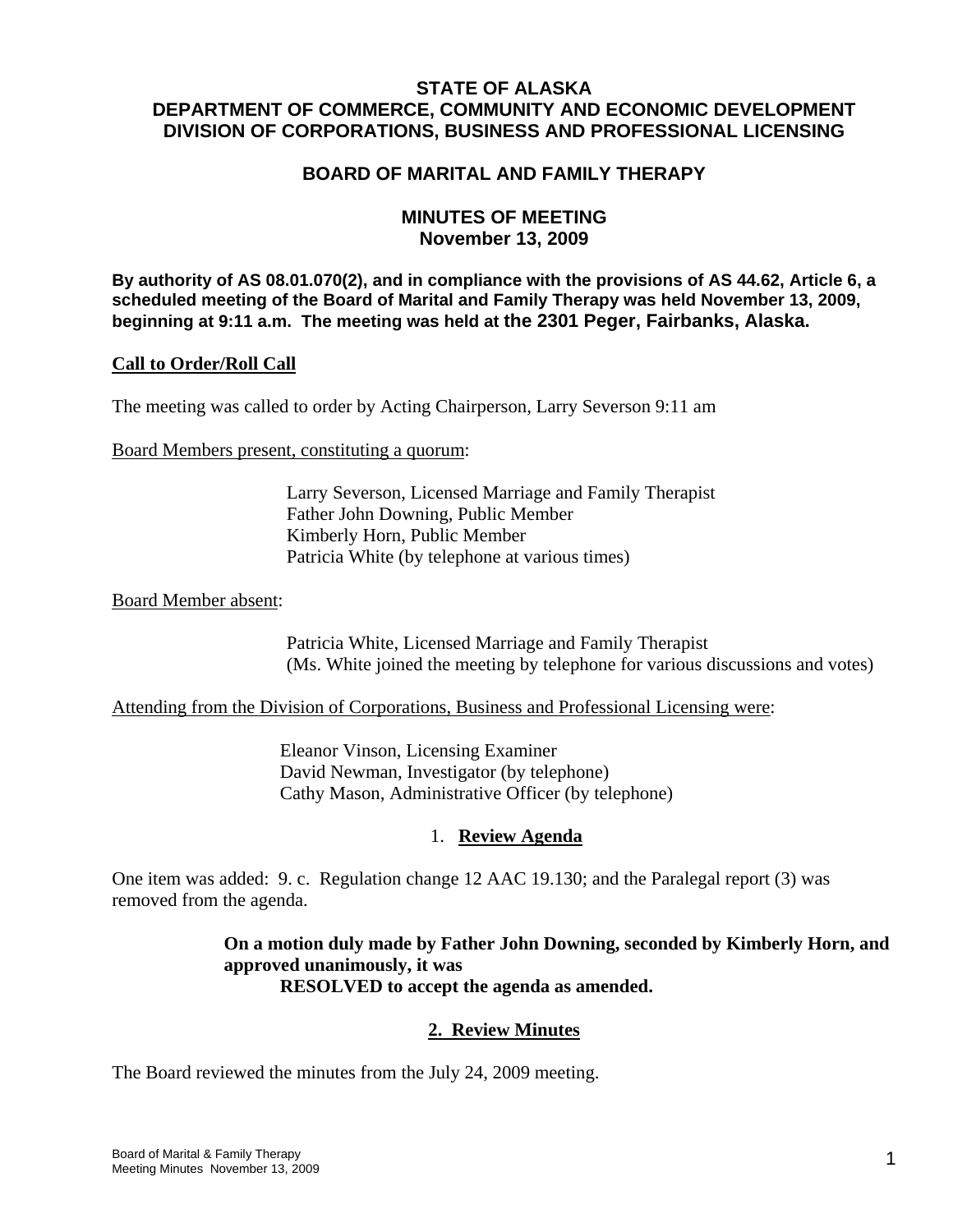**STATE OF ALASKA**
**DEPARTMENT OF COMMERCE, COMMUNITY AND ECONOMIC DEVELOPMENT**
**DIVISION OF CORPORATIONS, BUSINESS AND PROFESSIONAL LICENSING**

# BOARD OF MARITAL AND FAMILY THERAPY

## MINUTES OF MEETING
## November 13, 2009

**By authority of AS 08.01.070(2), and in compliance with the provisions of AS 44.62, Article 6, a scheduled meeting of the Board of Marital and Family Therapy was held November 13, 2009, beginning at 9:11 a.m. The meeting was held at the 2301 Peger, Fairbanks, Alaska.**

**Call to Order/Roll Call**

The meeting was called to order by Acting Chairperson, Larry Severson 9:11 am

Board Members present, constituting a quorum:

Larry Severson, Licensed Marriage and Family Therapist
Father John Downing, Public Member
Kimberly Horn, Public Member
Patricia White (by telephone at various times)

Board Member absent:

Patricia White, Licensed Marriage and Family Therapist
(Ms. White joined the meeting by telephone for various discussions and votes)

Attending from the Division of Corporations, Business and Professional Licensing were:

Eleanor Vinson, Licensing Examiner
David Newman, Investigator (by telephone)
Cathy Mason, Administrative Officer (by telephone)

### 1. Review Agenda

One item was added: 9. c. Regulation change 12 AAC 19.130; and the Paralegal report (3) was removed from the agenda.

> **On a motion duly made by Father John Downing, seconded by Kimberly Horn, and approved unanimously, it was**
> **RESOLVED to accept the agenda as amended.**

### 2. Review Minutes

The Board reviewed the minutes from the July 24, 2009 meeting.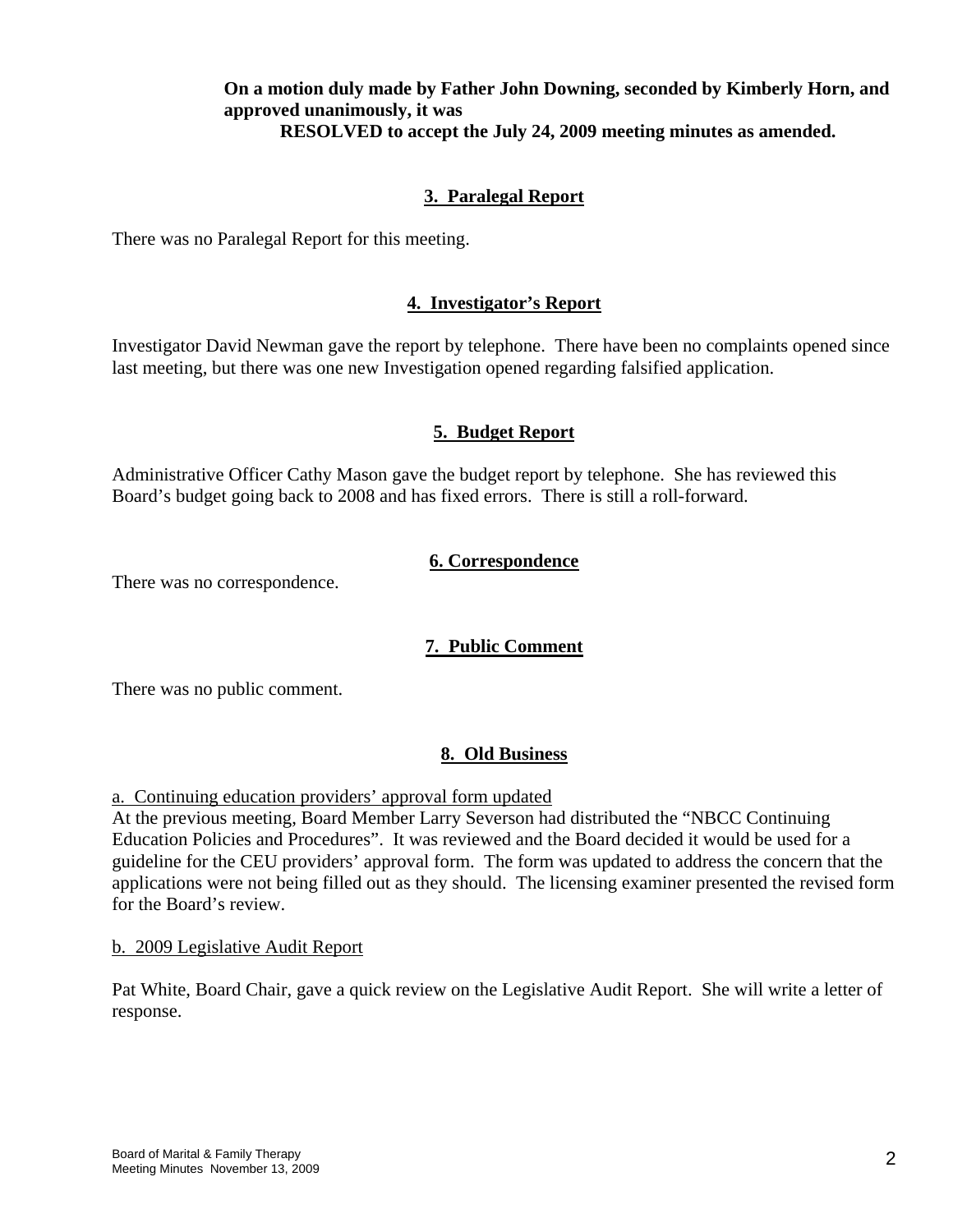**On a motion duly made by Father John Downing, seconded by Kimberly Horn, and approved unanimously, it was**

**RESOLVED to accept the July 24, 2009 meeting minutes as amended.**

## 3. Paralegal Report

There was no Paralegal Report for this meeting.

## 4. Investigator's Report

Investigator David Newman gave the report by telephone. There have been no complaints opened since last meeting, but there was one new Investigation opened regarding falsified application.

## 5. Budget Report

Administrative Officer Cathy Mason gave the budget report by telephone. She has reviewed this Board's budget going back to 2008 and has fixed errors. There is still a roll-forward.

## 6. Correspondence

There was no correspondence.

## 7. Public Comment

There was no public comment.

## 8. Old Business

a. Continuing education providers' approval form updated

At the previous meeting, Board Member Larry Severson had distributed the "NBCC Continuing Education Policies and Procedures". It was reviewed and the Board decided it would be used for a guideline for the CEU providers' approval form. The form was updated to address the concern that the applications were not being filled out as they should. The licensing examiner presented the revised form for the Board's review.

b. 2009 Legislative Audit Report

Pat White, Board Chair, gave a quick review on the Legislative Audit Report. She will write a letter of response.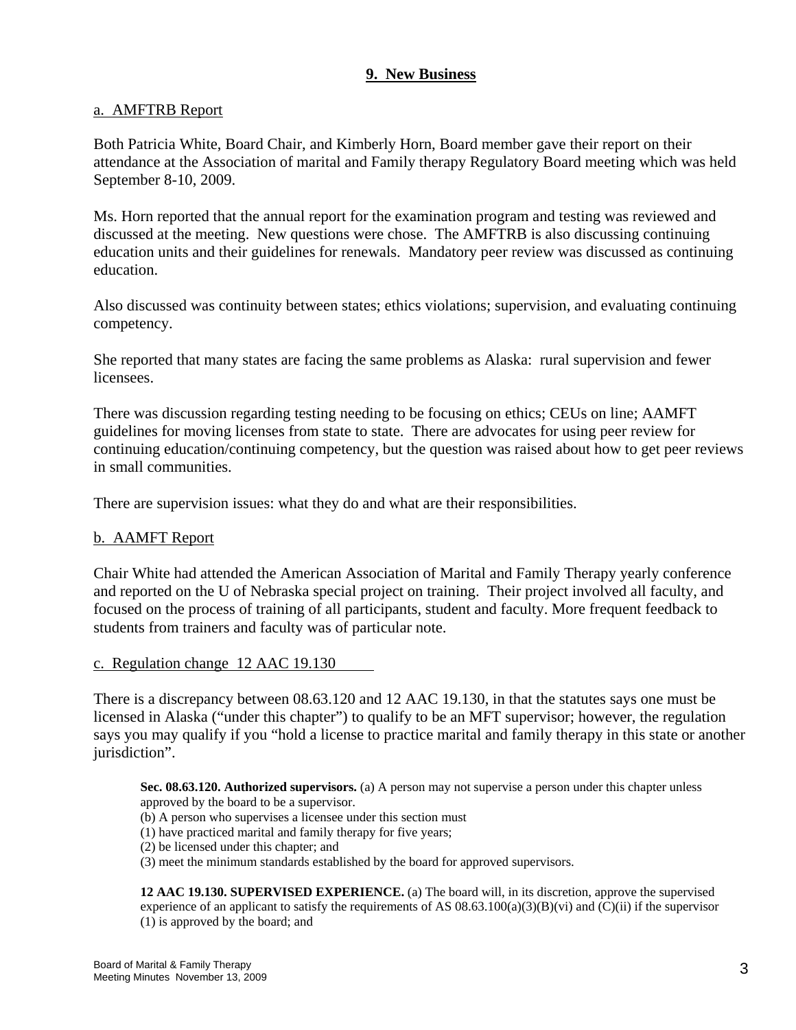## 9. New Business

a. AMFTRB Report

Both Patricia White, Board Chair, and Kimberly Horn, Board member gave their report on their attendance at the Association of marital and Family therapy Regulatory Board meeting which was held September 8-10, 2009.

Ms. Horn reported that the annual report for the examination program and testing was reviewed and discussed at the meeting. New questions were chose. The AMFTRB is also discussing continuing education units and their guidelines for renewals. Mandatory peer review was discussed as continuing education.

Also discussed was continuity between states; ethics violations; supervision, and evaluating continuing competency.

She reported that many states are facing the same problems as Alaska: rural supervision and fewer licensees.

There was discussion regarding testing needing to be focusing on ethics; CEUs on line; AAMFT guidelines for moving licenses from state to state. There are advocates for using peer review for continuing education/continuing competency, but the question was raised about how to get peer reviews in small communities.

There are supervision issues: what they do and what are their responsibilities.

b. AAMFT Report

Chair White had attended the American Association of Marital and Family Therapy yearly conference and reported on the U of Nebraska special project on training. Their project involved all faculty, and focused on the process of training of all participants, student and faculty. More frequent feedback to students from trainers and faculty was of particular note.

c. Regulation change 12 AAC 19.130

There is a discrepancy between 08.63.120 and 12 AAC 19.130, in that the statutes says one must be licensed in Alaska ("under this chapter") to qualify to be an MFT supervisor; however, the regulation says you may qualify if you "hold a license to practice marital and family therapy in this state or another jurisdiction".

> **Sec. 08.63.120. Authorized supervisors.** (a) A person may not supervise a person under this chapter unless approved by the board to be a supervisor.
> (b) A person who supervises a licensee under this section must
> (1) have practiced marital and family therapy for five years;
> (2) be licensed under this chapter; and
> (3) meet the minimum standards established by the board for approved supervisors.
>
> **12 AAC 19.130. SUPERVISED EXPERIENCE.** (a) The board will, in its discretion, approve the supervised experience of an applicant to satisfy the requirements of AS 08.63.100(a)(3)(B)(vi) and (C)(ii) if the supervisor
> (1) is approved by the board; and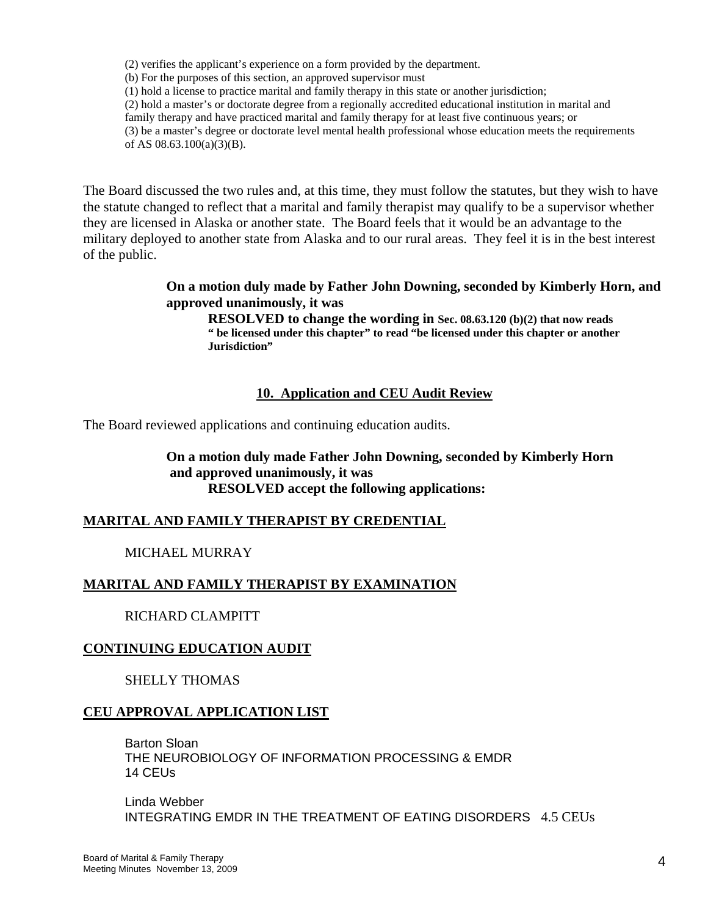(2) verifies the applicant's experience on a form provided by the department.
(b) For the purposes of this section, an approved supervisor must
(1) hold a license to practice marital and family therapy in this state or another jurisdiction;
(2) hold a master's or doctorate degree from a regionally accredited educational institution in marital and family therapy and have practiced marital and family therapy for at least five continuous years; or
(3) be a master's degree or doctorate level mental health professional whose education meets the requirements of AS 08.63.100(a)(3)(B).

The Board discussed the two rules and, at this time, they must follow the statutes, but they wish to have the statute changed to reflect that a marital and family therapist may qualify to be a supervisor whether they are licensed in Alaska or another state. The Board feels that it would be an advantage to the military deployed to another state from Alaska and to our rural areas. They feel it is in the best interest of the public.

> **On a motion duly made by Father John Downing, seconded by Kimberly Horn, and approved unanimously, it was**
>
> **RESOLVED to change the wording in Sec. 08.63.120 (b)(2) that now reads " be licensed under this chapter" to read "be licensed under this chapter or another Jurisdiction"**

## 10. Application and CEU Audit Review

The Board reviewed applications and continuing education audits.

> **On a motion duly made Father John Downing, seconded by Kimberly Horn and approved unanimously, it was**
>
> **RESOLVED accept the following applications:**

**MARITAL AND FAMILY THERAPIST BY CREDENTIAL**

MICHAEL MURRAY

**MARITAL AND FAMILY THERAPIST BY EXAMINATION**

RICHARD CLAMPITT

**CONTINUING EDUCATION AUDIT**

SHELLY THOMAS

**CEU APPROVAL APPLICATION LIST**

Barton Sloan
THE NEUROBIOLOGY OF INFORMATION PROCESSING & EMDR
14 CEUs

Linda Webber
INTEGRATING EMDR IN THE TREATMENT OF EATING DISORDERS 4.5 CEUs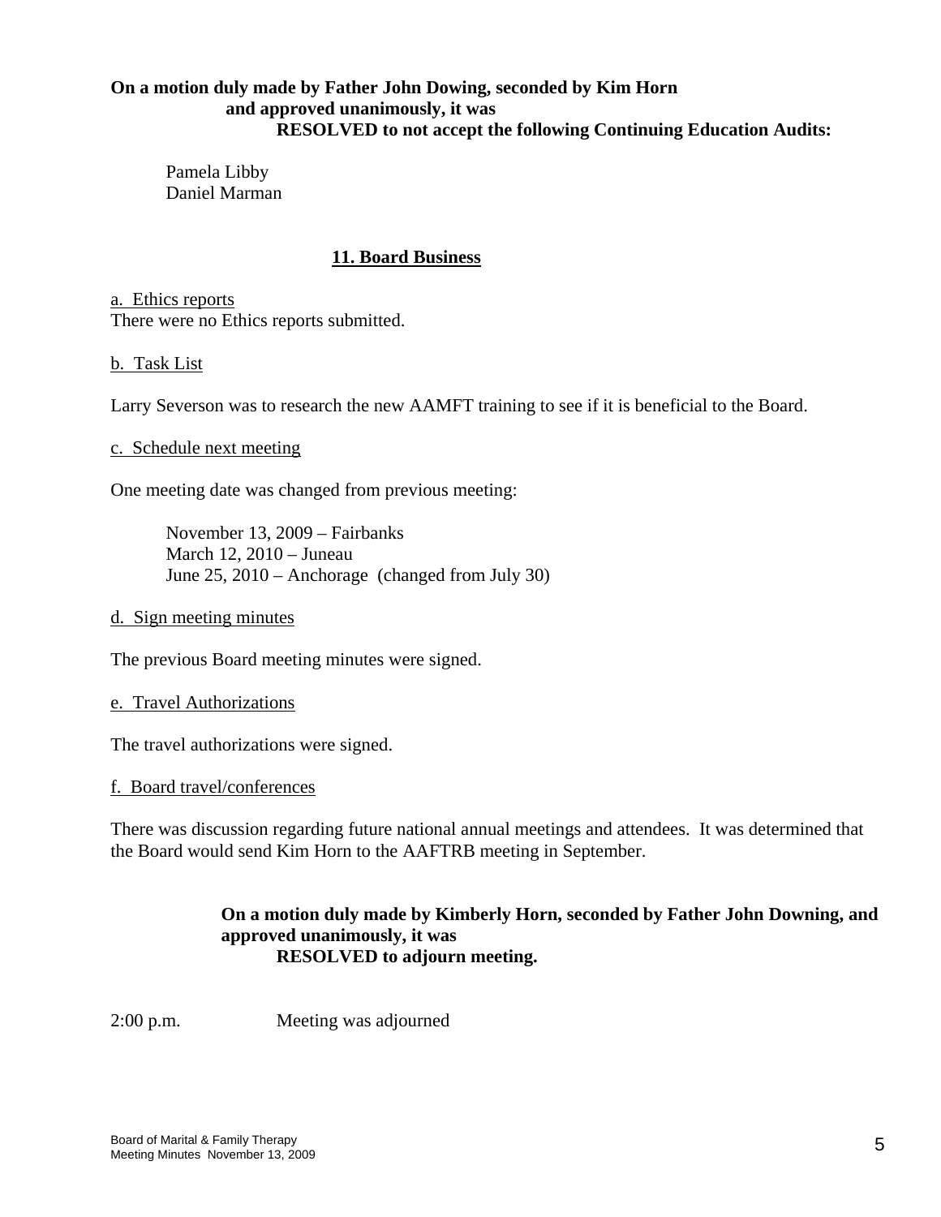**On a motion duly made by Father John Dowing, seconded by Kim Horn and approved unanimously, it was**
**RESOLVED to not accept the following Continuing Education Audits:**

Pamela Libby
Daniel Marman

## 11. Board Business

a. Ethics reports

There were no Ethics reports submitted.

b. Task List

Larry Severson was to research the new AAMFT training to see if it is beneficial to the Board.

c. Schedule next meeting

One meeting date was changed from previous meeting:

November 13, 2009 – Fairbanks
March 12, 2010 – Juneau
June 25, 2010 – Anchorage (changed from July 30)

d. Sign meeting minutes

The previous Board meeting minutes were signed.

e. Travel Authorizations

The travel authorizations were signed.

f. Board travel/conferences

There was discussion regarding future national annual meetings and attendees. It was determined that the Board would send Kim Horn to the AAFTRB meeting in September.

**On a motion duly made by Kimberly Horn, seconded by Father John Downing, and approved unanimously, it was**
**RESOLVED to adjourn meeting.**

2:00 p.m. Meeting was adjourned